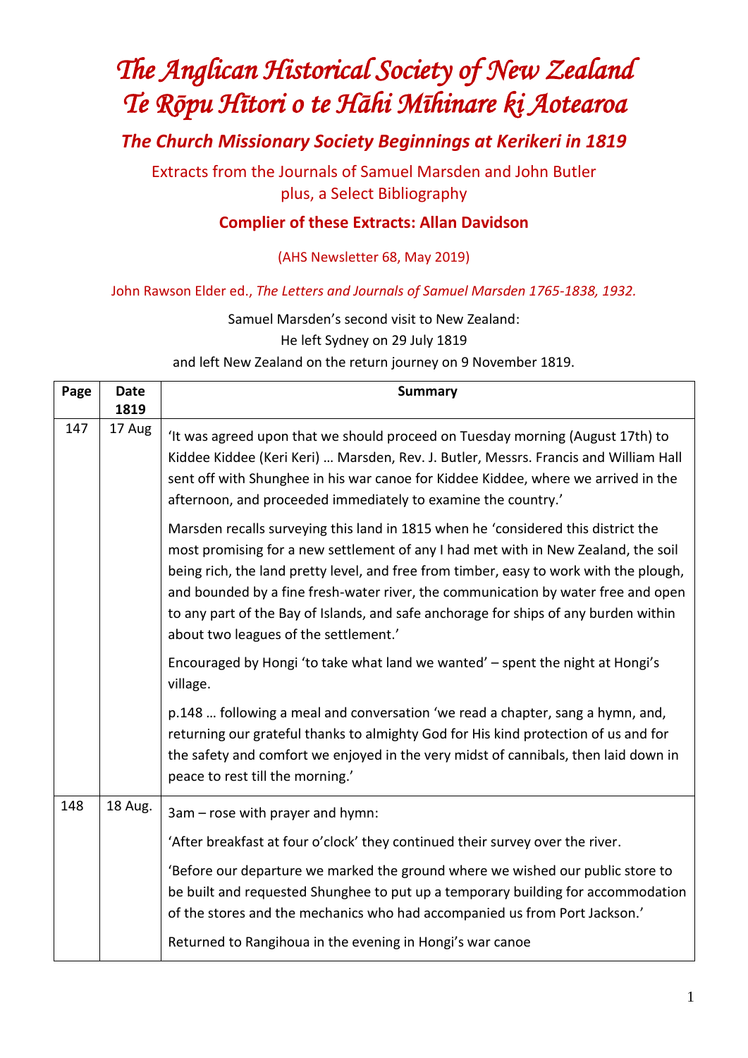# *The Anglican Historical Society of New Zealand*
# *Te Rōpu Hītori o te Hāhi Mīhinare ki Aotearoa*

## *The Church Missionary Society Beginnings at Kerikeri in 1819*

Extracts from the Journals of Samuel Marsden and John Butler
plus, a Select Bibliography

### Complier of these Extracts: Allan Davidson

(AHS Newsletter 68, May 2019)

John Rawson Elder ed., *The Letters and Journals of Samuel Marsden 1765-1838, 1932.*

Samuel Marsden's second visit to New Zealand:
He left Sydney on 29 July 1819
and left New Zealand on the return journey on 9 November 1819.

| Page | Date 1819 | Summary |
|---|---|---|
| 147 | 17 Aug | 'It was agreed upon that we should proceed on Tuesday morning (August 17th) to Kiddee Kiddee (Keri Keri) … Marsden, Rev. J. Butler, Messrs. Francis and William Hall sent off with Shunghee in his war canoe for Kiddee Kiddee, where we arrived in the afternoon, and proceeded immediately to examine the country.'<br><br>Marsden recalls surveying this land in 1815 when he 'considered this district the most promising for a new settlement of any I had met with in New Zealand, the soil being rich, the land pretty level, and free from timber, easy to work with the plough, and bounded by a fine fresh-water river, the communication by water free and open to any part of the Bay of Islands, and safe anchorage for ships of any burden within about two leagues of the settlement.'<br><br>Encouraged by Hongi 'to take what land we wanted' – spent the night at Hongi's village.<br><br>p.148 … following a meal and conversation 'we read a chapter, sang a hymn, and, returning our grateful thanks to almighty God for His kind protection of us and for the safety and comfort we enjoyed in the very midst of cannibals, then laid down in peace to rest till the morning.' |
| 148 | 18 Aug. | 3am – rose with prayer and hymn:<br><br>'After breakfast at four o'clock' they continued their survey over the river.<br><br>'Before our departure we marked the ground where we wished our public store to be built and requested Shunghee to put up a temporary building for accommodation of the stores and the mechanics who had accompanied us from Port Jackson.'<br><br>Returned to Rangihoua in the evening in Hongi's war canoe |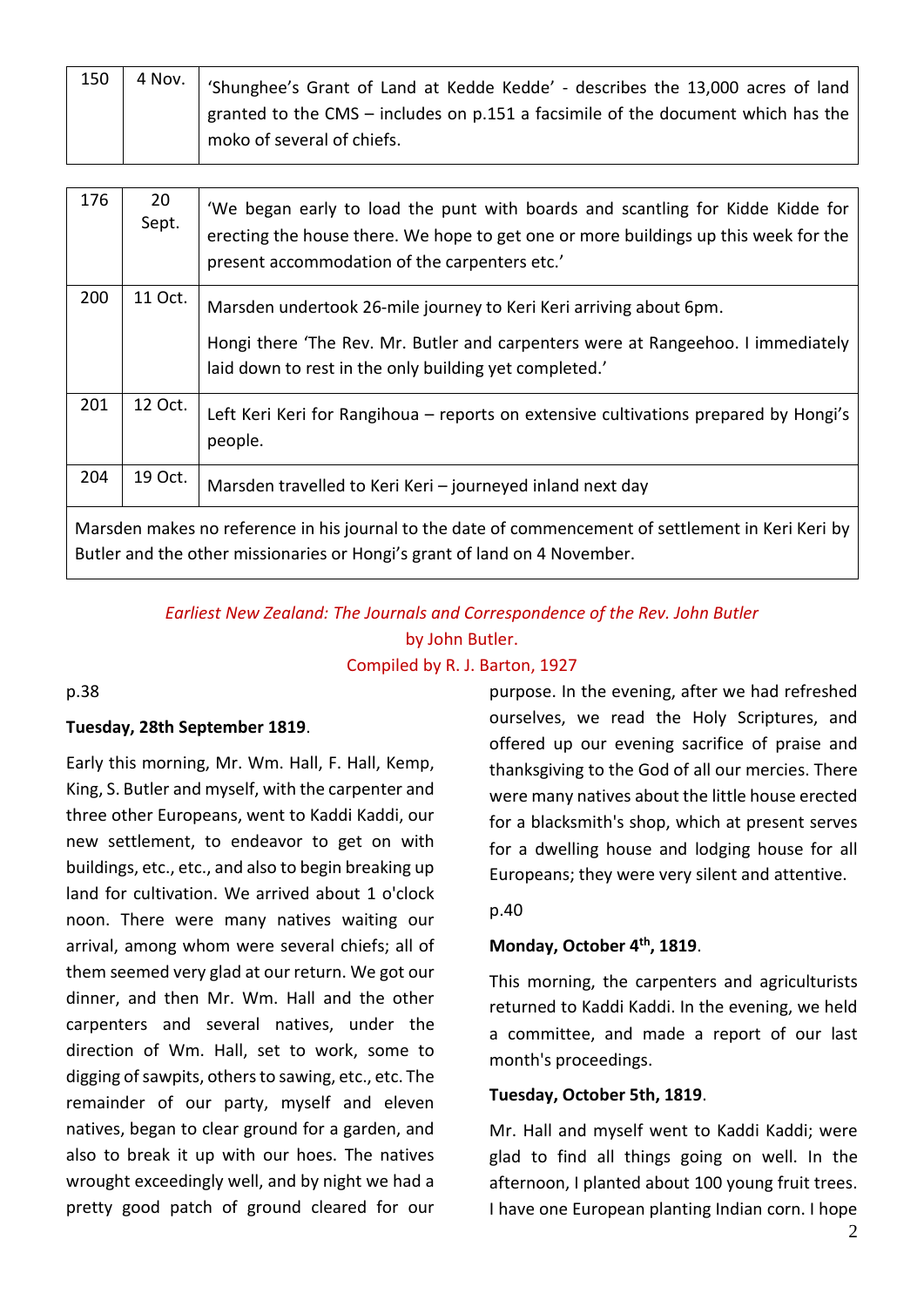| 150 | 4 Nov. | 'Shunghee's Grant of Land at Kedde Kedde' - describes the 13,000 acres of land granted to the CMS – includes on p.151 a facsimile of the document which has the moko of several of chiefs. |
|---|---|---|

| 176 | 20 Sept. | 'We began early to load the punt with boards and scantling for Kidde Kidde for erecting the house there. We hope to get one or more buildings up this week for the present accommodation of the carpenters etc.' |
|---|---|---|
| 200 | 11 Oct. | Marsden undertook 26-mile journey to Keri Keri arriving about 6pm. Hongi there 'The Rev. Mr. Butler and carpenters were at Rangeehoo. I immediately laid down to rest in the only building yet completed.' |
| 201 | 12 Oct. | Left Keri Keri for Rangihoua – reports on extensive cultivations prepared by Hongi's people. |
| 204 | 19 Oct. | Marsden travelled to Keri Keri – journeyed inland next day |
| Marsden makes no reference in his journal to the date of commencement of settlement in Keri Keri by Butler and the other missionaries or Hongi's grant of land on 4 November. | | |

*Earliest New Zealand: The Journals and Correspondence of the Rev. John Butler*
by John Butler.
Compiled by R. J. Barton, 1927

p.38

**Tuesday, 28th September 1819**.

Early this morning, Mr. Wm. Hall, F. Hall, Kemp, King, S. Butler and myself, with the carpenter and three other Europeans, went to Kaddi Kaddi, our new settlement, to endeavor to get on with buildings, etc., etc., and also to begin breaking up land for cultivation. We arrived about 1 o'clock noon. There were many natives waiting our arrival, among whom were several chiefs; all of them seemed very glad at our return. We got our dinner, and then Mr. Wm. Hall and the other carpenters and several natives, under the direction of Wm. Hall, set to work, some to digging of sawpits, others to sawing, etc., etc. The remainder of our party, myself and eleven natives, began to clear ground for a garden, and also to break it up with our hoes. The natives wrought exceedingly well, and by night we had a pretty good patch of ground cleared for our purpose. In the evening, after we had refreshed ourselves, we read the Holy Scriptures, and offered up our evening sacrifice of praise and thanksgiving to the God of all our mercies. There were many natives about the little house erected for a blacksmith's shop, which at present serves for a dwelling house and lodging house for all Europeans; they were very silent and attentive.

p.40

**Monday, October 4th, 1819**.

This morning, the carpenters and agriculturists returned to Kaddi Kaddi. In the evening, we held a committee, and made a report of our last month's proceedings.

**Tuesday, October 5th, 1819**.

Mr. Hall and myself went to Kaddi Kaddi; were glad to find all things going on well. In the afternoon, I planted about 100 young fruit trees. I have one European planting Indian corn. I hope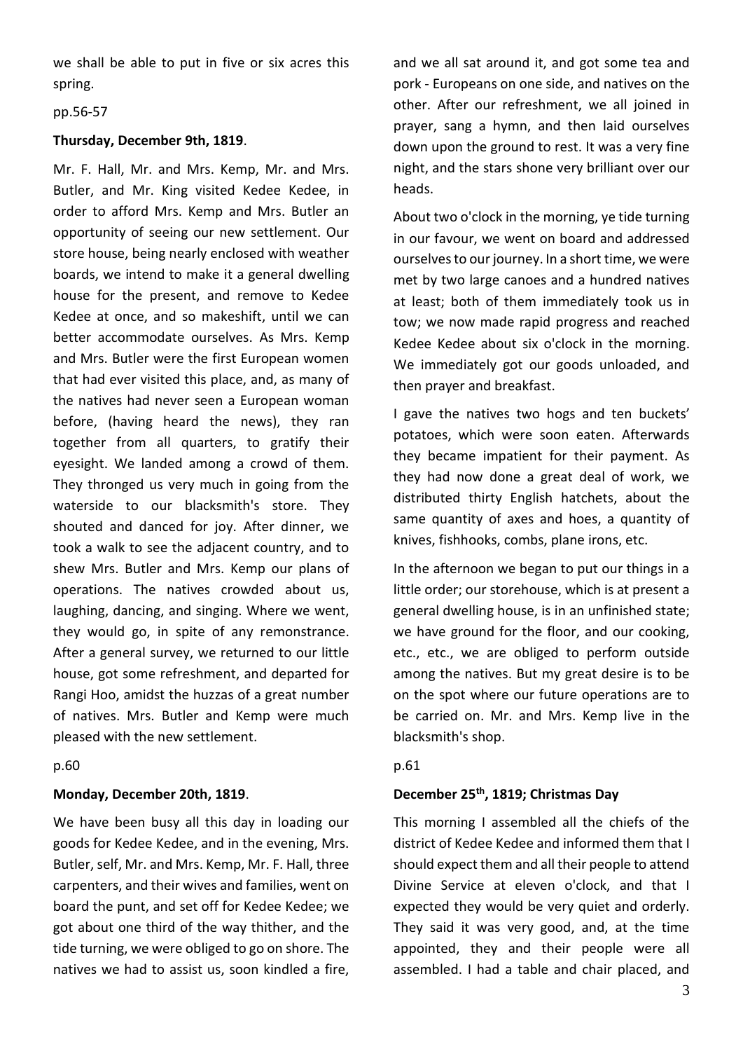we shall be able to put in five or six acres this spring.

pp.56-57

**Thursday, December 9th, 1819**.

Mr. F. Hall, Mr. and Mrs. Kemp, Mr. and Mrs. Butler, and Mr. King visited Kedee Kedee, in order to afford Mrs. Kemp and Mrs. Butler an opportunity of seeing our new settlement. Our store house, being nearly enclosed with weather boards, we intend to make it a general dwelling house for the present, and remove to Kedee Kedee at once, and so makeshift, until we can better accommodate ourselves. As Mrs. Kemp and Mrs. Butler were the first European women that had ever visited this place, and, as many of the natives had never seen a European woman before, (having heard the news), they ran together from all quarters, to gratify their eyesight. We landed among a crowd of them. They thronged us very much in going from the waterside to our blacksmith's store. They shouted and danced for joy. After dinner, we took a walk to see the adjacent country, and to shew Mrs. Butler and Mrs. Kemp our plans of operations. The natives crowded about us, laughing, dancing, and singing. Where we went, they would go, in spite of any remonstrance. After a general survey, we returned to our little house, got some refreshment, and departed for Rangi Hoo, amidst the huzzas of a great number of natives. Mrs. Butler and Kemp were much pleased with the new settlement.

p.60

**Monday, December 20th, 1819**.

We have been busy all this day in loading our goods for Kedee Kedee, and in the evening, Mrs. Butler, self, Mr. and Mrs. Kemp, Mr. F. Hall, three carpenters, and their wives and families, went on board the punt, and set off for Kedee Kedee; we got about one third of the way thither, and the tide turning, we were obliged to go on shore. The natives we had to assist us, soon kindled a fire, and we all sat around it, and got some tea and pork - Europeans on one side, and natives on the other. After our refreshment, we all joined in prayer, sang a hymn, and then laid ourselves down upon the ground to rest. It was a very fine night, and the stars shone very brilliant over our heads.

About two o'clock in the morning, ye tide turning in our favour, we went on board and addressed ourselves to our journey. In a short time, we were met by two large canoes and a hundred natives at least; both of them immediately took us in tow; we now made rapid progress and reached Kedee Kedee about six o'clock in the morning. We immediately got our goods unloaded, and then prayer and breakfast.

I gave the natives two hogs and ten buckets' potatoes, which were soon eaten. Afterwards they became impatient for their payment. As they had now done a great deal of work, we distributed thirty English hatchets, about the same quantity of axes and hoes, a quantity of knives, fishhooks, combs, plane irons, etc.

In the afternoon we began to put our things in a little order; our storehouse, which is at present a general dwelling house, is in an unfinished state; we have ground for the floor, and our cooking, etc., etc., we are obliged to perform outside among the natives. But my great desire is to be on the spot where our future operations are to be carried on. Mr. and Mrs. Kemp live in the blacksmith's shop.

p.61

**December 25th, 1819; Christmas Day**

This morning I assembled all the chiefs of the district of Kedee Kedee and informed them that I should expect them and all their people to attend Divine Service at eleven o'clock, and that I expected they would be very quiet and orderly. They said it was very good, and, at the time appointed, they and their people were all assembled. I had a table and chair placed, and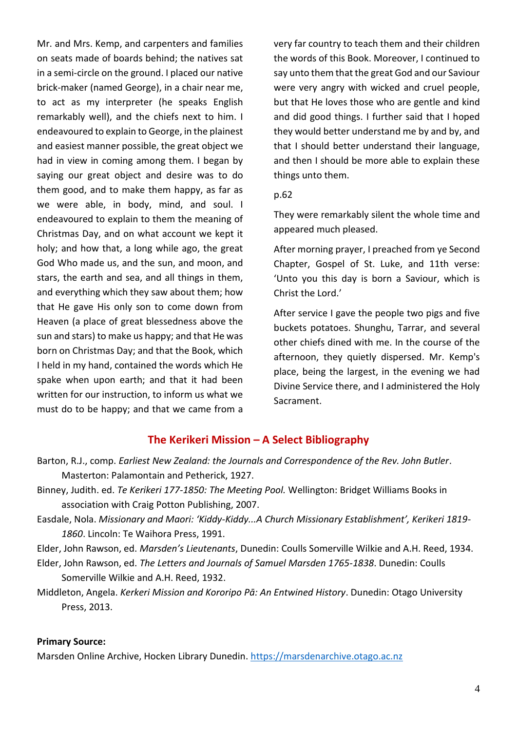Mr. and Mrs. Kemp, and carpenters and families on seats made of boards behind; the natives sat in a semi-circle on the ground. I placed our native brick-maker (named George), in a chair near me, to act as my interpreter (he speaks English remarkably well), and the chiefs next to him. I endeavoured to explain to George, in the plainest and easiest manner possible, the great object we had in view in coming among them. I began by saying our great object and desire was to do them good, and to make them happy, as far as we were able, in body, mind, and soul. I endeavoured to explain to them the meaning of Christmas Day, and on what account we kept it holy; and how that, a long while ago, the great God Who made us, and the sun, and moon, and stars, the earth and sea, and all things in them, and everything which they saw about them; how that He gave His only son to come down from Heaven (a place of great blessedness above the sun and stars) to make us happy; and that He was born on Christmas Day; and that the Book, which I held in my hand, contained the words which He spake when upon earth; and that it had been written for our instruction, to inform us what we must do to be happy; and that we came from a very far country to teach them and their children the words of this Book. Moreover, I continued to say unto them that the great God and our Saviour were very angry with wicked and cruel people, but that He loves those who are gentle and kind and did good things. I further said that I hoped they would better understand me by and by, and that I should better understand their language, and then I should be more able to explain these things unto them.

p.62

They were remarkably silent the whole time and appeared much pleased.

After morning prayer, I preached from ye Second Chapter, Gospel of St. Luke, and 11th verse: 'Unto you this day is born a Saviour, which is Christ the Lord.'

After service I gave the people two pigs and five buckets potatoes. Shunghu, Tarrar, and several other chiefs dined with me. In the course of the afternoon, they quietly dispersed. Mr. Kemp's place, being the largest, in the evening we had Divine Service there, and I administered the Holy Sacrament.

## The Kerikeri Mission – A Select Bibliography

Barton, R.J., comp. *Earliest New Zealand: the Journals and Correspondence of the Rev. John Butler*. Masterton: Palamontain and Petherick, 1927.

Binney, Judith. ed. *Te Kerikeri 177-1850: The Meeting Pool.* Wellington: Bridget Williams Books in association with Craig Potton Publishing, 2007.

Easdale, Nola. *Missionary and Maori: 'Kiddy-Kiddy...A Church Missionary Establishment', Kerikeri 1819-1860*. Lincoln: Te Waihora Press, 1991.

Elder, John Rawson, ed. *Marsden's Lieutenants*, Dunedin: Coulls Somerville Wilkie and A.H. Reed, 1934.

Elder, John Rawson, ed. *The Letters and Journals of Samuel Marsden 1765-1838*. Dunedin: Coulls Somerville Wilkie and A.H. Reed, 1932.

Middleton, Angela. *Kerkeri Mission and Kororipo Pā: An Entwined History*. Dunedin: Otago University Press, 2013.

**Primary Source:**

Marsden Online Archive, Hocken Library Dunedin. https://marsdenarchive.otago.ac.nz